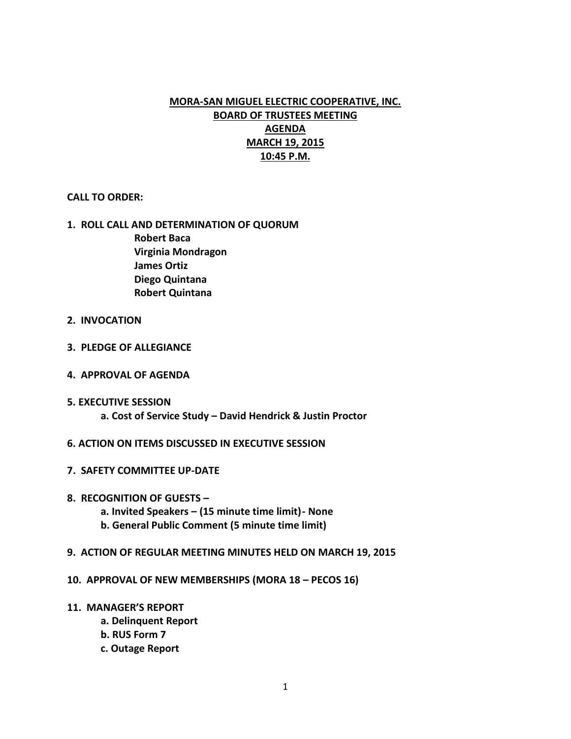# MORA-SAN MIGUEL ELECTRIC COOPERATIVE, INC.
## BOARD OF TRUSTEES MEETING
## AGENDA
## MARCH 19, 2015
## 10:45 P.M.

**CALL TO ORDER:**

**1. ROLL CALL AND DETERMINATION OF QUORUM**
- **Robert Baca**
- **Virginia Mondragon**
- **James Ortiz**
- **Diego Quintana**
- **Robert Quintana**

**2. INVOCATION**

**3. PLEDGE OF ALLEGIANCE**

**4. APPROVAL OF AGENDA**

**5. EXECUTIVE SESSION**
- **a. Cost of Service Study – David Hendrick & Justin Proctor**

**6. ACTION ON ITEMS DISCUSSED IN EXECUTIVE SESSION**

**7. SAFETY COMMITTEE UP-DATE**

**8. RECOGNITION OF GUESTS –**
- **a. Invited Speakers – (15 minute time limit)- None**
- **b. General Public Comment (5 minute time limit)**

**9. ACTION OF REGULAR MEETING MINUTES HELD ON MARCH 19, 2015**

**10. APPROVAL OF NEW MEMBERSHIPS (MORA 18 – PECOS 16)**

**11. MANAGER'S REPORT**
- **a. Delinquent Report**
- **b. RUS Form 7**
- **c. Outage Report**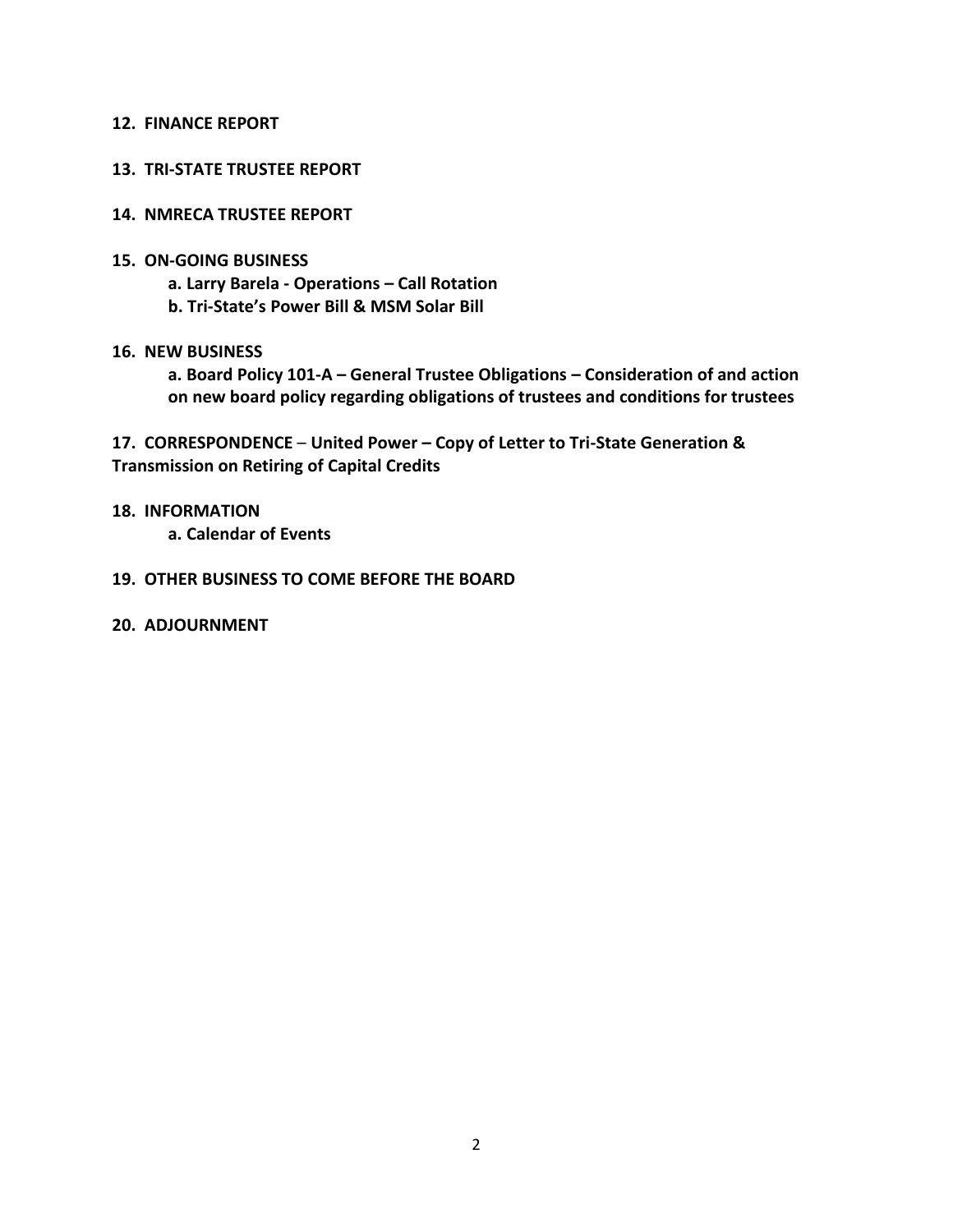**12. FINANCE REPORT**

**13. TRI-STATE TRUSTEE REPORT**

**14. NMRECA TRUSTEE REPORT**

**15. ON-GOING BUSINESS**

**a. Larry Barela - Operations – Call Rotation**

**b. Tri-State's Power Bill & MSM Solar Bill**

**16. NEW BUSINESS**

**a. Board Policy 101-A – General Trustee Obligations – Consideration of and action on new board policy regarding obligations of trustees and conditions for trustees**

**17. CORRESPONDENCE** – **United Power – Copy of Letter to Tri-State Generation & Transmission on Retiring of Capital Credits**

**18. INFORMATION**

**a. Calendar of Events**

**19. OTHER BUSINESS TO COME BEFORE THE BOARD**

**20. ADJOURNMENT**